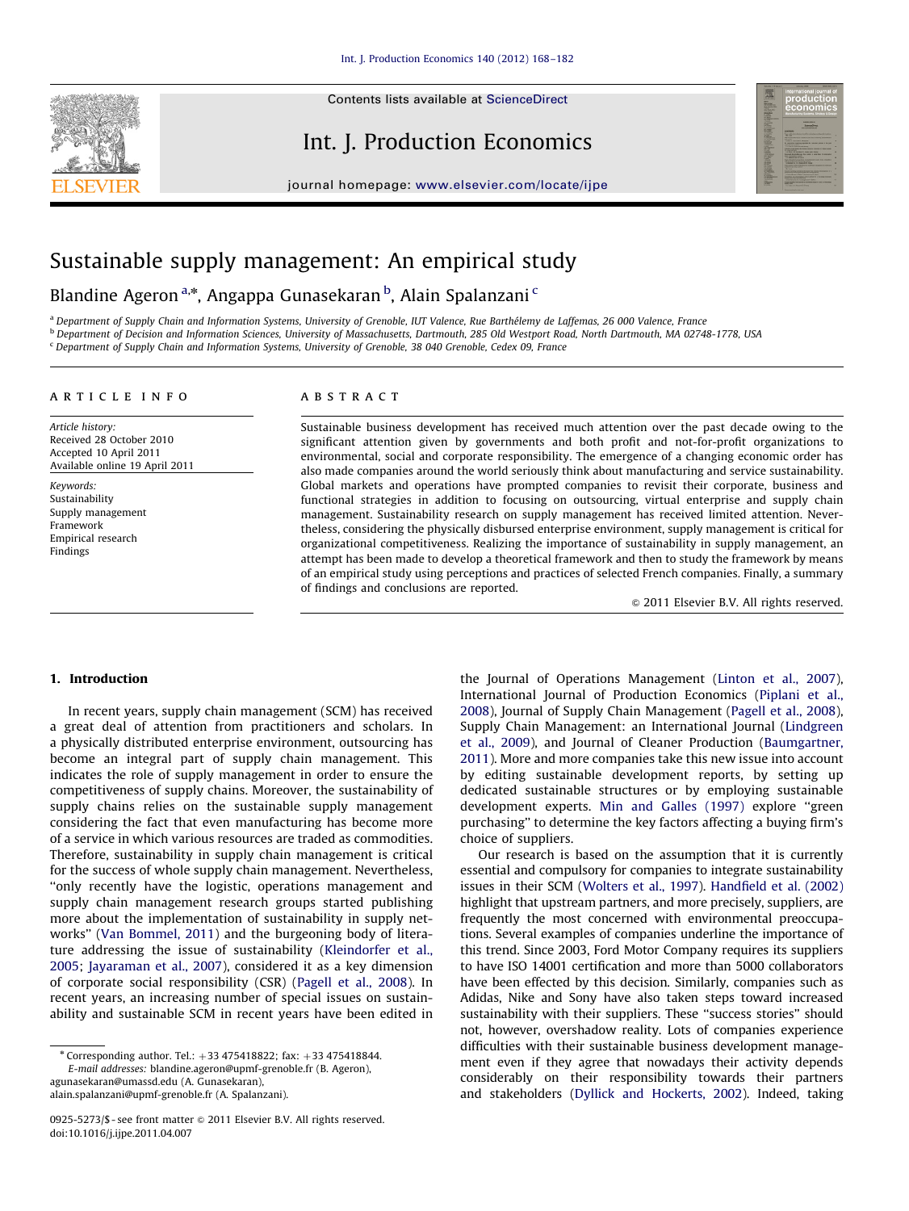# Sustainable supply management: An empirical study

Blandine Ageron [a,*], Angappa Gunasekaran [b], Alain Spalanzani [c]

[a] Department of Supply Chain and Information Systems, University of Grenoble, IUT Valence, Rue Barthélemy de Laffemas, 26 000 Valence, France
[b] Department of Decision and Information Sciences, University of Massachusetts, Dartmouth, 285 Old Westport Road, North Dartmouth, MA 02748-1778, USA
[c] Department of Supply Chain and Information Systems, University of Grenoble, 38 040 Grenoble, Cedex 09, France

## ARTICLE INFO

*Article history:*
Received 28 October 2010
Accepted 10 April 2011
Available online 19 April 2011

*Keywords:*
Sustainability
Supply management
Framework
Empirical research
Findings

## ABSTRACT

Sustainable business development has received much attention over the past decade owing to the significant attention given by governments and both profit and not-for-profit organizations to environmental, social and corporate responsibility. The emergence of a changing economic order has also made companies around the world seriously think about manufacturing and service sustainability. Global markets and operations have prompted companies to revisit their corporate, business and functional strategies in addition to focusing on outsourcing, virtual enterprise and supply chain management. Sustainability research on supply management has received limited attention. Nevertheless, considering the physically disbursed enterprise environment, supply management is critical for organizational competitiveness. Realizing the importance of sustainability in supply management, an attempt has been made to develop a theoretical framework and then to study the framework by means of an empirical study using perceptions and practices of selected French companies. Finally, a summary of findings and conclusions are reported.

© 2011 Elsevier B.V. All rights reserved.

## 1. Introduction

In recent years, supply chain management (SCM) has received a great deal of attention from practitioners and scholars. In a physically distributed enterprise environment, outsourcing has become an integral part of supply chain management. This indicates the role of supply management in order to ensure the competitiveness of supply chains. Moreover, the sustainability of supply chains relies on the sustainable supply management considering the fact that even manufacturing has become more of a service in which various resources are traded as commodities. Therefore, sustainability in supply chain management is critical for the success of whole supply chain management. Nevertheless, "only recently have the logistic, operations management and supply chain management research groups started publishing more about the implementation of sustainability in supply networks" (Van Bommel, 2011) and the burgeoning body of literature addressing the issue of sustainability (Kleindorfer et al., 2005; Jayaraman et al., 2007), considered it as a key dimension of corporate social responsibility (CSR) (Pagell et al., 2008). In recent years, an increasing number of special issues on sustainability and sustainable SCM in recent years have been edited in the Journal of Operations Management (Linton et al., 2007), International Journal of Production Economics (Piplani et al., 2008), Journal of Supply Chain Management (Pagell et al., 2008), Supply Chain Management: an International Journal (Lindgreen et al., 2009), and Journal of Cleaner Production (Baumgartner, 2011). More and more companies take this new issue into account by editing sustainable development reports, by setting up dedicated sustainable structures or by employing sustainable development experts. Min and Galles (1997) explore "green purchasing" to determine the key factors affecting a buying firm's choice of suppliers.

Our research is based on the assumption that it is currently essential and compulsory for companies to integrate sustainability issues in their SCM (Wolters et al., 1997). Handfield et al. (2002) highlight that upstream partners, and more precisely, suppliers, are frequently the most concerned with environmental preoccupations. Several examples of companies underline the importance of this trend. Since 2003, Ford Motor Company requires its suppliers to have ISO 14001 certification and more than 5000 collaborators have been effected by this decision. Similarly, companies such as Adidas, Nike and Sony have also taken steps toward increased sustainability with their suppliers. These "success stories" should not, however, overshadow reality. Lots of companies experience difficulties with their sustainable business development management even if they agree that nowadays their activity depends considerably on their responsibility towards their partners and stakeholders (Dyllick and Hockerts, 2002). Indeed, taking

---

\* Corresponding author. Tel.: +33 475418822; fax: +33 475418844.
E-mail addresses: blandine.ageron@upmf-grenoble.fr (B. Ageron), agunasekaran@umassd.edu (A. Gunasekaran), alain.spalanzani@upmf-grenoble.fr (A. Spalanzani).

0925-5273/$ - see front matter © 2011 Elsevier B.V. All rights reserved.
doi:10.1016/j.ijpe.2011.04.007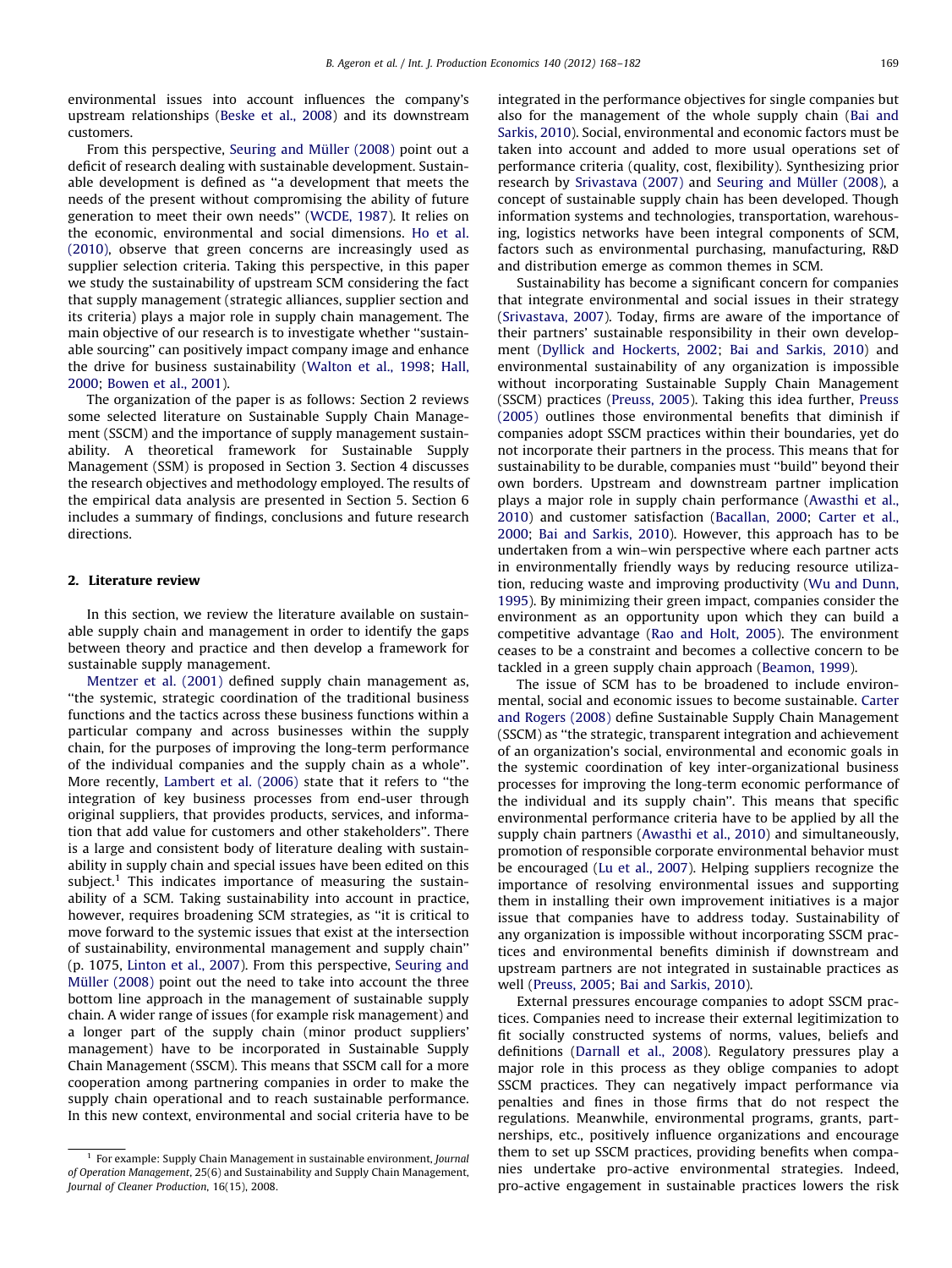environmental issues into account influences the company's upstream relationships (Beske et al., 2008) and its downstream customers.

From this perspective, Seuring and Müller (2008) point out a deficit of research dealing with sustainable development. Sustainable development is defined as "a development that meets the needs of the present without compromising the ability of future generation to meet their own needs" (WCDE, 1987). It relies on the economic, environmental and social dimensions. Ho et al. (2010), observe that green concerns are increasingly used as supplier selection criteria. Taking this perspective, in this paper we study the sustainability of upstream SCM considering the fact that supply management (strategic alliances, supplier section and its criteria) plays a major role in supply chain management. The main objective of our research is to investigate whether "sustainable sourcing" can positively impact company image and enhance the drive for business sustainability (Walton et al., 1998; Hall, 2000; Bowen et al., 2001).

The organization of the paper is as follows: Section 2 reviews some selected literature on Sustainable Supply Chain Management (SSCM) and the importance of supply management sustainability. A theoretical framework for Sustainable Supply Management (SSM) is proposed in Section 3. Section 4 discusses the research objectives and methodology employed. The results of the empirical data analysis are presented in Section 5. Section 6 includes a summary of findings, conclusions and future research directions.

## 2. Literature review

In this section, we review the literature available on sustainable supply chain and management in order to identify the gaps between theory and practice and then develop a framework for sustainable supply management.

Mentzer et al. (2001) defined supply chain management as, "the systemic, strategic coordination of the traditional business functions and the tactics across these business functions within a particular company and across businesses within the supply chain, for the purposes of improving the long-term performance of the individual companies and the supply chain as a whole". More recently, Lambert et al. (2006) state that it refers to "the integration of key business processes from end-user through original suppliers, that provides products, services, and information that add value for customers and other stakeholders". There is a large and consistent body of literature dealing with sustainability in supply chain and special issues have been edited on this subject.[1] This indicates importance of measuring the sustainability of a SCM. Taking sustainability into account in practice, however, requires broadening SCM strategies, as "it is critical to move forward to the systemic issues that exist at the intersection of sustainability, environmental management and supply chain" (p. 1075, Linton et al., 2007). From this perspective, Seuring and Müller (2008) point out the need to take into account the three bottom line approach in the management of sustainable supply chain. A wider range of issues (for example risk management) and a longer part of the supply chain (minor product suppliers' management) have to be incorporated in Sustainable Supply Chain Management (SSCM). This means that SSCM call for a more cooperation among partnering companies in order to make the supply chain operational and to reach sustainable performance. In this new context, environmental and social criteria have to be integrated in the performance objectives for single companies but also for the management of the whole supply chain (Bai and Sarkis, 2010). Social, environmental and economic factors must be taken into account and added to more usual operations set of performance criteria (quality, cost, flexibility). Synthesizing prior research by Srivastava (2007) and Seuring and Müller (2008), a concept of sustainable supply chain has been developed. Though information systems and technologies, transportation, warehousing, logistics networks have been integral components of SCM, factors such as environmental purchasing, manufacturing, R&D and distribution emerge as common themes in SCM.

Sustainability has become a significant concern for companies that integrate environmental and social issues in their strategy (Srivastava, 2007). Today, firms are aware of the importance of their partners' sustainable responsibility in their own development (Dyllick and Hockerts, 2002; Bai and Sarkis, 2010) and environmental sustainability of any organization is impossible without incorporating Sustainable Supply Chain Management (SSCM) practices (Preuss, 2005). Taking this idea further, Preuss (2005) outlines those environmental benefits that diminish if companies adopt SSCM practices within their boundaries, yet do not incorporate their partners in the process. This means that for sustainability to be durable, companies must "build" beyond their own borders. Upstream and downstream partner implication plays a major role in supply chain performance (Awasthi et al., 2010) and customer satisfaction (Bacallan, 2000; Carter et al., 2000; Bai and Sarkis, 2010). However, this approach has to be undertaken from a win–win perspective where each partner acts in environmentally friendly ways by reducing resource utilization, reducing waste and improving productivity (Wu and Dunn, 1995). By minimizing their green impact, companies consider the environment as an opportunity upon which they can build a competitive advantage (Rao and Holt, 2005). The environment ceases to be a constraint and becomes a collective concern to be tackled in a green supply chain approach (Beamon, 1999).

The issue of SCM has to be broadened to include environmental, social and economic issues to become sustainable. Carter and Rogers (2008) define Sustainable Supply Chain Management (SSCM) as "the strategic, transparent integration and achievement of an organization's social, environmental and economic goals in the systemic coordination of key inter-organizational business processes for improving the long-term economic performance of the individual and its supply chain". This means that specific environmental performance criteria have to be applied by all the supply chain partners (Awasthi et al., 2010) and simultaneously, promotion of responsible corporate environmental behavior must be encouraged (Lu et al., 2007). Helping suppliers recognize the importance of resolving environmental issues and supporting them in installing their own improvement initiatives is a major issue that companies have to address today. Sustainability of any organization is impossible without incorporating SSCM practices and environmental benefits diminish if downstream and upstream partners are not integrated in sustainable practices as well (Preuss, 2005; Bai and Sarkis, 2010).

External pressures encourage companies to adopt SSCM practices. Companies need to increase their external legitimization to fit socially constructed systems of norms, values, beliefs and definitions (Darnall et al., 2008). Regulatory pressures play a major role in this process as they oblige companies to adopt SSCM practices. They can negatively impact performance via penalties and fines in those firms that do not respect the regulations. Meanwhile, environmental programs, grants, partnerships, etc., positively influence organizations and encourage them to set up SSCM practices, providing benefits when companies undertake pro-active environmental strategies. Indeed, pro-active engagement in sustainable practices lowers the risk

[1] For example: Supply Chain Management in sustainable environment, *Journal of Operation Management*, 25(6) and Sustainability and Supply Chain Management, *Journal of Cleaner Production*, 16(15), 2008.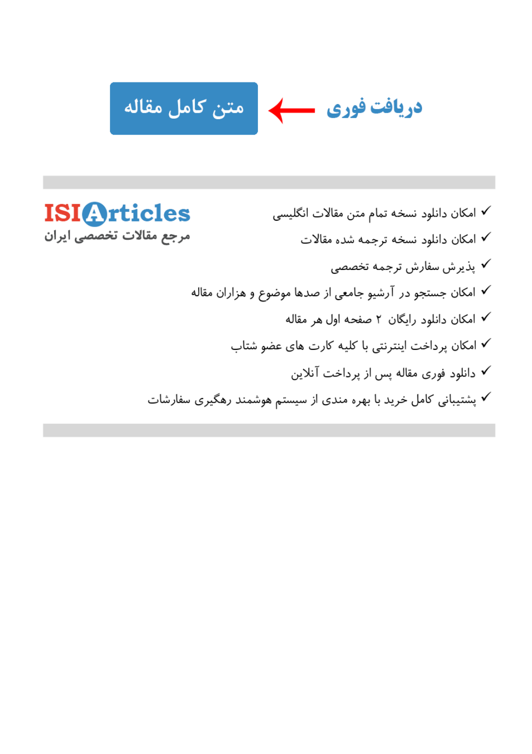دریافت فوری ← متن کامل مقاله

**ISIArticles**
مرجع مقالات تخصصی ایران

- ✓ امکان دانلود نسخه تمام متن مقالات انگلیسی
- ✓ امکان دانلود نسخه ترجمه شده مقالات
- ✓ پذیرش سفارش ترجمه تخصصی
- ✓ امکان جستجو در آرشیو جامعی از صدها موضوع و هزاران مقاله
- ✓ امکان دانلود رایگان ۲ صفحه اول هر مقاله
- ✓ امکان پرداخت اینترنتی با کلیه کارت های عضو شتاب
- ✓ دانلود فوری مقاله پس از پرداخت آنلاین
- ✓ پشتیبانی کامل خرید با بهره مندی از سیستم هوشمند رهگیری سفارشات